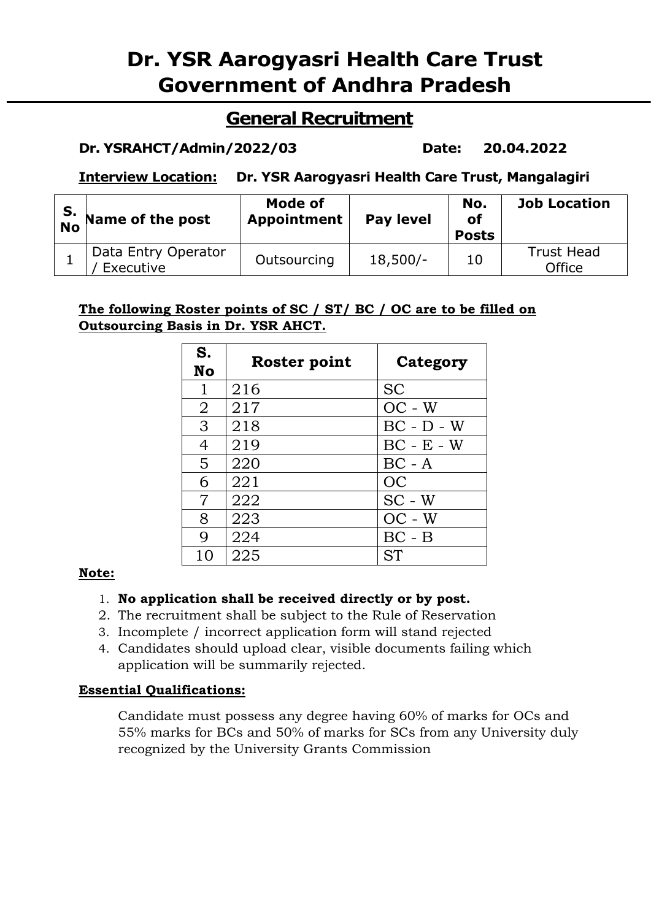# Dr. YSR Aarogyasri Health Care Trust
# Government of Andhra Pradesh

## General Recruitment

**Dr. YSRAHCT/Admin/2022/03** **Date: 20.04.2022**

**Interview Location:** **Dr. YSR Aarogyasri Health Care Trust, Mangalagiri**

| S. No | Name of the post | Mode of Appointment | Pay level | No. of Posts | Job Location |
|---|---|---|---|---|---|
| 1 | Data Entry Operator / Executive | Outsourcing | 18,500/- | 10 | Trust Head Office |

**The following Roster points of SC / ST/ BC / OC are to be filled on Outsourcing Basis in Dr. YSR AHCT.**

| S. No | Roster point | Category |
|---|---|---|
| 1 | 216 | SC |
| 2 | 217 | OC - W |
| 3 | 218 | BC - D - W |
| 4 | 219 | BC - E - W |
| 5 | 220 | BC - A |
| 6 | 221 | OC |
| 7 | 222 | SC - W |
| 8 | 223 | OC - W |
| 9 | 224 | BC - B |
| 10 | 225 | ST |

**Note:**

1. **No application shall be received directly or by post.**
2. The recruitment shall be subject to the Rule of Reservation
3. Incomplete / incorrect application form will stand rejected
4. Candidates should upload clear, visible documents failing which application will be summarily rejected.

**Essential Qualifications:**

Candidate must possess any degree having 60% of marks for OCs and 55% marks for BCs and 50% of marks for SCs from any University duly recognized by the University Grants Commission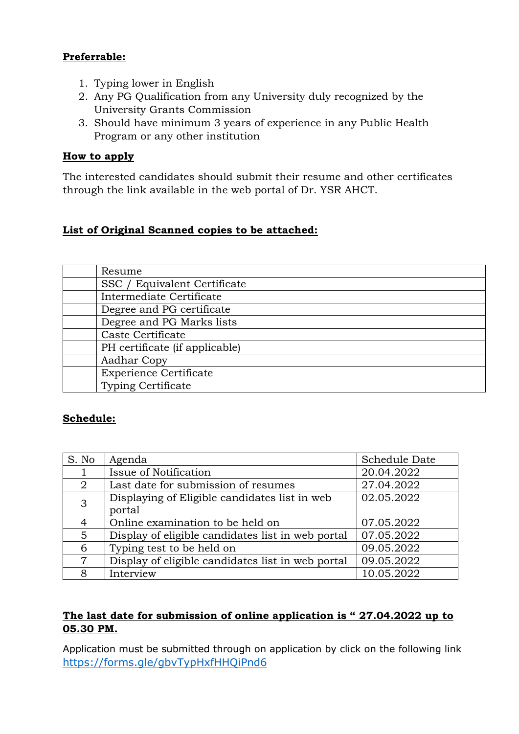**Preferrable:**

1. Typing lower in English
2. Any PG Qualification from any University duly recognized by the University Grants Commission
3. Should have minimum 3 years of experience in any Public Health Program or any other institution

**How to apply**

The interested candidates should submit their resume and other certificates through the link available in the web portal of Dr. YSR AHCT.

**List of Original Scanned copies to be attached:**

| | |
|---|---|
| | Resume |
| | SSC / Equivalent Certificate |
| | Intermediate Certificate |
| | Degree and PG certificate |
| | Degree and PG Marks lists |
| | Caste Certificate |
| | PH certificate (if applicable) |
| | Aadhar Copy |
| | Experience Certificate |
| | Typing Certificate |

**Schedule:**

| S. No | Agenda | Schedule Date |
|---|---|---|
| 1 | Issue of Notification | 20.04.2022 |
| 2 | Last date for submission of resumes | 27.04.2022 |
| 3 | Displaying of Eligible candidates list in web portal | 02.05.2022 |
| 4 | Online examination to be held on | 07.05.2022 |
| 5 | Display of eligible candidates list in web portal | 07.05.2022 |
| 6 | Typing test to be held on | 09.05.2022 |
| 7 | Display of eligible candidates list in web portal | 09.05.2022 |
| 8 | Interview | 10.05.2022 |

**The last date for submission of online application is " 27.04.2022 up to 05.30 PM.**

Application must be submitted through on application by click on the following link https://forms.gle/gbvTypHxfHHQiPnd6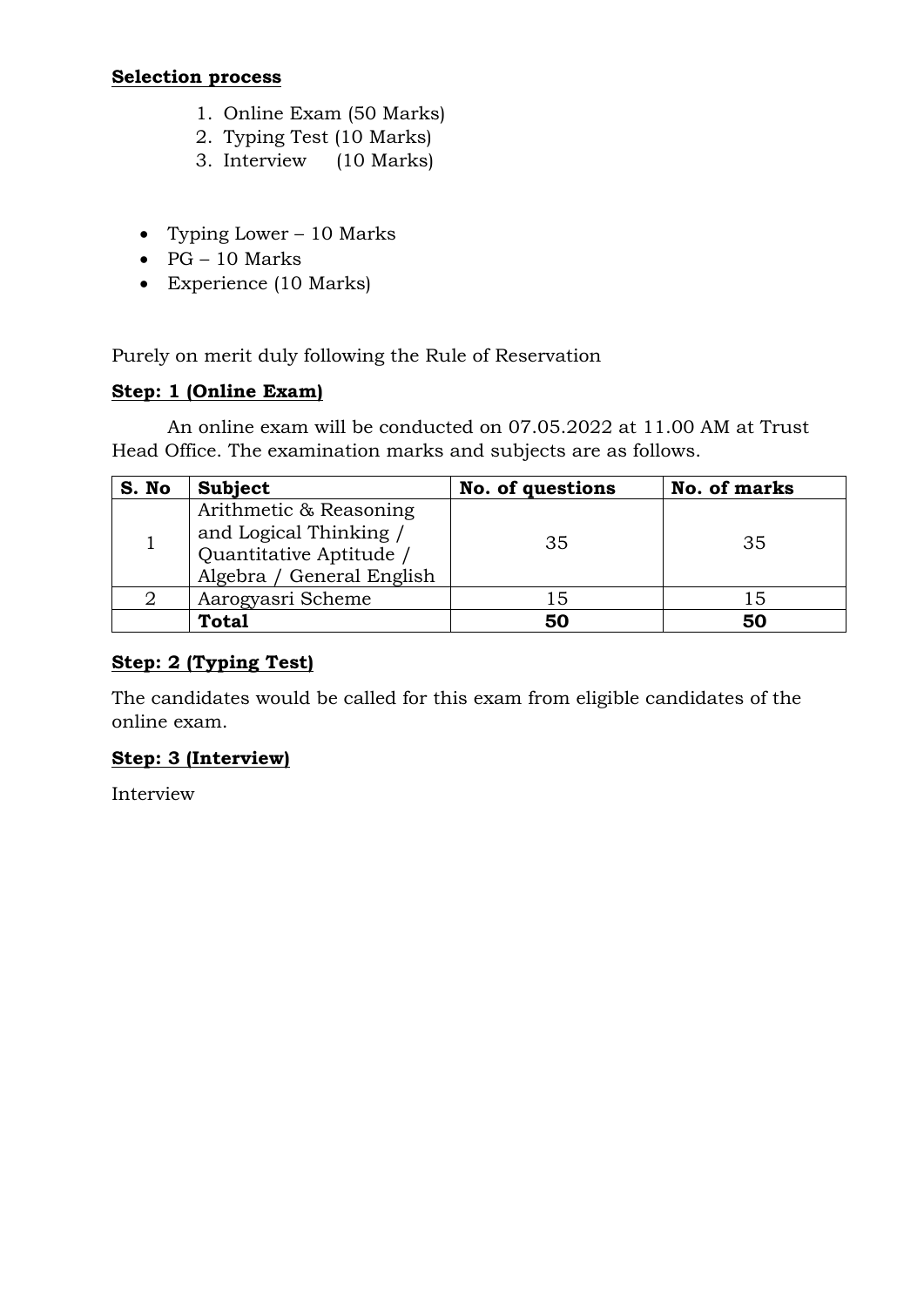**Selection process**

1. Online Exam (50 Marks)
2. Typing Test (10 Marks)
3. Interview (10 Marks)

- Typing Lower – 10 Marks
- PG – 10 Marks
- Experience (10 Marks)

Purely on merit duly following the Rule of Reservation

**Step: 1 (Online Exam)**

An online exam will be conducted on 07.05.2022 at 11.00 AM at Trust Head Office. The examination marks and subjects are as follows.

| S. No | Subject | No. of questions | No. of marks |
|---|---|---|---|
| 1 | Arithmetic & Reasoning and Logical Thinking / Quantitative Aptitude / Algebra / General English | 35 | 35 |
| 2 | Aarogyasri Scheme | 15 | 15 |
| | **Total** | **50** | **50** |

**Step: 2 (Typing Test)**

The candidates would be called for this exam from eligible candidates of the online exam.

**Step: 3 (Interview)**

Interview